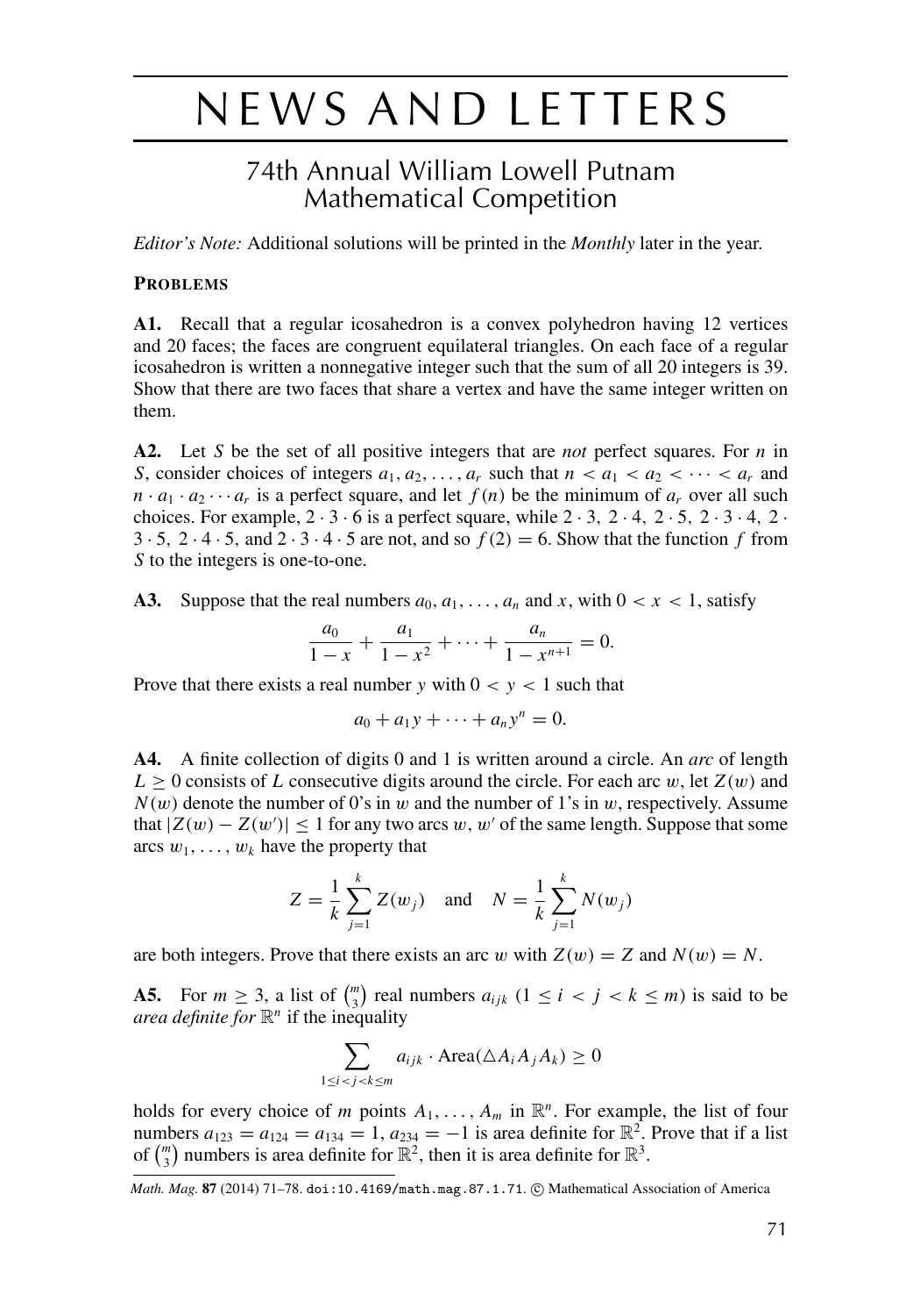# NEWS AND LETTERS

## 74th Annual William Lowell Putnam Mathematical Competition

*Editor's Note:* Additional solutions will be printed in the *Monthly* later in the year.

### PROBLEMS

**A1.** Recall that a regular icosahedron is a convex polyhedron having 12 vertices and 20 faces; the faces are congruent equilateral triangles. On each face of a regular icosahedron is written a nonnegative integer such that the sum of all 20 integers is 39. Show that there are two faces that share a vertex and have the same integer written on them.

**A2.** Let $S$ be the set of all positive integers that are *not* perfect squares. For $n$ in $S$, consider choices of integers $a_1, a_2, \ldots, a_r$ such that $n < a_1 < a_2 < \cdots < a_r$ and $n \cdot a_1 \cdot a_2 \cdots a_r$ is a perfect square, and let $f(n)$ be the minimum of $a_r$ over all such choices. For example, $2 \cdot 3 \cdot 6$ is a perfect square, while $2 \cdot 3$, $2 \cdot 4$, $2 \cdot 5$, $2 \cdot 3 \cdot 4$, $2 \cdot 3 \cdot 5$, $2 \cdot 4 \cdot 5$, and $2 \cdot 3 \cdot 4 \cdot 5$ are not, and so $f(2) = 6$. Show that the function $f$ from $S$ to the integers is one-to-one.

**A3.** Suppose that the real numbers $a_0, a_1, \ldots, a_n$ and $x$, with $0 < x < 1$, satisfy

$$\frac{a_0}{1-x} + \frac{a_1}{1-x^2} + \cdots + \frac{a_n}{1-x^{n+1}} = 0.$$

Prove that there exists a real number $y$ with $0 < y < 1$ such that

$$a_0 + a_1 y + \cdots + a_n y^n = 0.$$

**A4.** A finite collection of digits 0 and 1 is written around a circle. An *arc* of length $L \geq 0$ consists of $L$ consecutive digits around the circle. For each arc $w$, let $Z(w)$ and $N(w)$ denote the number of 0's in $w$ and the number of 1's in $w$, respectively. Assume that $|Z(w) - Z(w')| \leq 1$ for any two arcs $w$, $w'$ of the same length. Suppose that some arcs $w_1, \ldots, w_k$ have the property that

$$Z = \frac{1}{k}\sum_{j=1}^{k} Z(w_j) \quad \text{and} \quad N = \frac{1}{k}\sum_{j=1}^{k} N(w_j)$$

are both integers. Prove that there exists an arc $w$ with $Z(w) = Z$ and $N(w) = N$.

**A5.** For $m \geq 3$, a list of $\binom{m}{3}$ real numbers $a_{ijk}$ $(1 \leq i < j < k \leq m)$ is said to be *area definite for* $\mathbb{R}^n$ if the inequality

$$\sum_{1 \leq i < j < k \leq m} a_{ijk} \cdot \text{Area}(\triangle A_i A_j A_k) \geq 0$$

holds for every choice of $m$ points $A_1, \ldots, A_m$ in $\mathbb{R}^n$. For example, the list of four numbers $a_{123} = a_{124} = a_{134} = 1$, $a_{234} = -1$ is area definite for $\mathbb{R}^2$. Prove that if a list of $\binom{m}{3}$ numbers is area definite for $\mathbb{R}^2$, then it is area definite for $\mathbb{R}^3$.

*Math. Mag.* **87** (2014) 71–78. doi:10.4169/math.mag.87.1.71. © Mathematical Association of America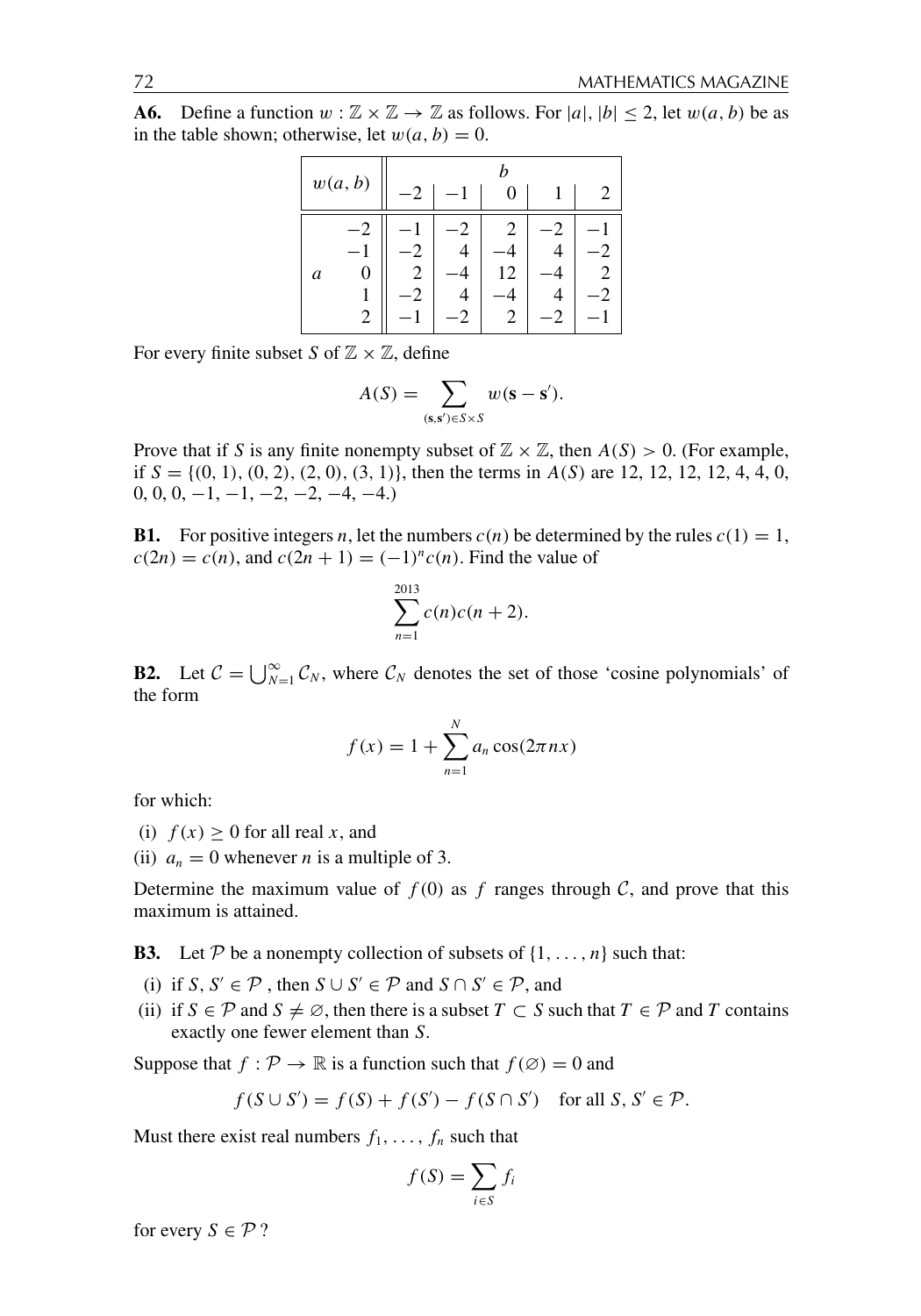**A6.** Define a function $w : \mathbb{Z} \times \mathbb{Z} \to \mathbb{Z}$ as follows. For $|a|, |b| \leq 2$, let $w(a, b)$ be as in the table shown; otherwise, let $w(a, b) = 0$.

| $w(a,b)$ | | $b = -2$ | $-1$ | $0$ | $1$ | $2$ |
|---|---|---|---|---|---|---|
| $a$ | $-2$ | $-1$ | $-2$ | $2$ | $-2$ | $-1$ |
| | $-1$ | $-2$ | $4$ | $-4$ | $4$ | $-2$ |
| | $0$ | $2$ | $-4$ | $12$ | $-4$ | $2$ |
| | $1$ | $-2$ | $4$ | $-4$ | $4$ | $-2$ |
| | $2$ | $-1$ | $-2$ | $2$ | $-2$ | $-1$ |

For every finite subset $S$ of $\mathbb{Z} \times \mathbb{Z}$, define

$$A(S) = \sum_{(\mathbf{s},\mathbf{s}') \in S \times S} w(\mathbf{s} - \mathbf{s}').$$

Prove that if $S$ is any finite nonempty subset of $\mathbb{Z} \times \mathbb{Z}$, then $A(S) > 0$. (For example, if $S = \{(0, 1), (0, 2), (2, 0), (3, 1)\}$, then the terms in $A(S)$ are 12, 12, 12, 12, 4, 4, 0, 0, 0, 0, $-1$, $-1$, $-2$, $-2$, $-4$, $-4$.)

**B1.** For positive integers $n$, let the numbers $c(n)$ be determined by the rules $c(1) = 1$, $c(2n) = c(n)$, and $c(2n + 1) = (-1)^n c(n)$. Find the value of

$$\sum_{n=1}^{2013} c(n)c(n + 2).$$

**B2.** Let $\mathcal{C} = \bigcup_{N=1}^{\infty} \mathcal{C}_N$, where $\mathcal{C}_N$ denotes the set of those 'cosine polynomials' of the form

$$f(x) = 1 + \sum_{n=1}^{N} a_n \cos(2\pi nx)$$

for which:

(i) $f(x) \geq 0$ for all real $x$, and

(ii) $a_n = 0$ whenever $n$ is a multiple of 3.

Determine the maximum value of $f(0)$ as $f$ ranges through $\mathcal{C}$, and prove that this maximum is attained.

**B3.** Let $\mathcal{P}$ be a nonempty collection of subsets of $\{1, \ldots, n\}$ such that:

(i) if $S, S' \in \mathcal{P}$ , then $S \cup S' \in \mathcal{P}$ and $S \cap S' \in \mathcal{P}$, and

(ii) if $S \in \mathcal{P}$ and $S \neq \varnothing$, then there is a subset $T \subset S$ such that $T \in \mathcal{P}$ and $T$ contains exactly one fewer element than $S$.

Suppose that $f : \mathcal{P} \to \mathbb{R}$ is a function such that $f(\varnothing) = 0$ and

$$f(S \cup S') = f(S) + f(S') - f(S \cap S') \quad \text{for all } S, S' \in \mathcal{P}.$$

Must there exist real numbers $f_1, \ldots, f_n$ such that

$$f(S) = \sum_{i \in S} f_i$$

for every $S \in \mathcal{P}$ ?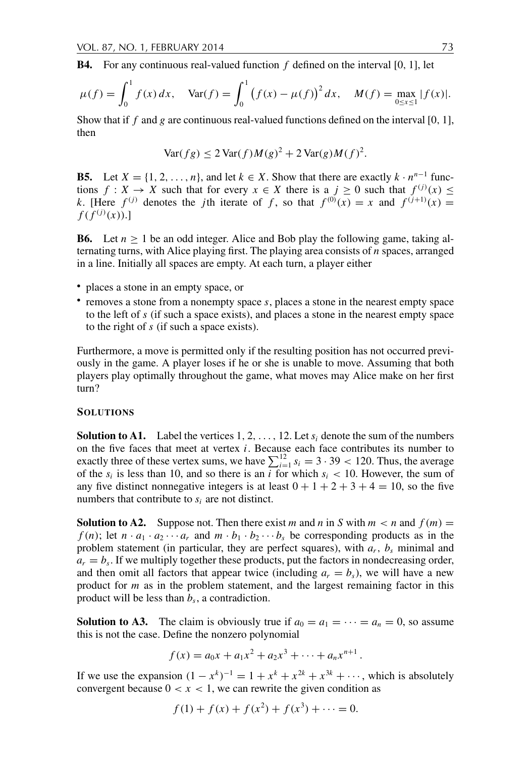**B4.** For any continuous real-valued function $f$ defined on the interval [0, 1], let

$$\mu(f) = \int_0^1 f(x)\,dx, \quad \mathrm{Var}(f) = \int_0^1 \big(f(x) - \mu(f)\big)^2\,dx, \quad M(f) = \max_{0 \le x \le 1} |f(x)|.$$

Show that if $f$ and $g$ are continuous real-valued functions defined on the interval [0, 1], then

$$\mathrm{Var}(fg) \le 2\,\mathrm{Var}(f) M(g)^2 + 2\,\mathrm{Var}(g) M(f)^2.$$

**B5.** Let $X = \{1, 2, \ldots, n\}$, and let $k \in X$. Show that there are exactly $k \cdot n^{n-1}$ functions $f : X \to X$ such that for every $x \in X$ there is a $j \ge 0$ such that $f^{(j)}(x) \le k$. [Here $f^{(j)}$ denotes the $j$th iterate of $f$, so that $f^{(0)}(x) = x$ and $f^{(j+1)}(x) = f(f^{(j)}(x))$.]

**B6.** Let $n \ge 1$ be an odd integer. Alice and Bob play the following game, taking alternating turns, with Alice playing first. The playing area consists of $n$ spaces, arranged in a line. Initially all spaces are empty. At each turn, a player either

- places a stone in an empty space, or
- removes a stone from a nonempty space $s$, places a stone in the nearest empty space to the left of $s$ (if such a space exists), and places a stone in the nearest empty space to the right of $s$ (if such a space exists).

Furthermore, a move is permitted only if the resulting position has not occurred previously in the game. A player loses if he or she is unable to move. Assuming that both players play optimally throughout the game, what moves may Alice make on her first turn?

## SOLUTIONS

**Solution to A1.** Label the vertices $1, 2, \ldots, 12$. Let $s_i$ denote the sum of the numbers on the five faces that meet at vertex $i$. Because each face contributes its number to exactly three of these vertex sums, we have $\sum_{i=1}^{12} s_i = 3 \cdot 39 < 120$. Thus, the average of the $s_i$ is less than 10, and so there is an $i$ for which $s_i < 10$. However, the sum of any five distinct nonnegative integers is at least $0 + 1 + 2 + 3 + 4 = 10$, so the five numbers that contribute to $s_i$ are not distinct.

**Solution to A2.** Suppose not. Then there exist $m$ and $n$ in $S$ with $m < n$ and $f(m) = f(n)$; let $n \cdot a_1 \cdot a_2 \cdots a_r$ and $m \cdot b_1 \cdot b_2 \cdots b_s$ be corresponding products as in the problem statement (in particular, they are perfect squares), with $a_r$, $b_s$ minimal and $a_r = b_s$. If we multiply together these products, put the factors in nondecreasing order, and then omit all factors that appear twice (including $a_r = b_s$), we will have a new product for $m$ as in the problem statement, and the largest remaining factor in this product will be less than $b_s$, a contradiction.

**Solution to A3.** The claim is obviously true if $a_0 = a_1 = \cdots = a_n = 0$, so assume this is not the case. Define the nonzero polynomial

$$f(x) = a_0 x + a_1 x^2 + a_2 x^3 + \cdots + a_n x^{n+1}.$$

If we use the expansion $(1 - x^k)^{-1} = 1 + x^k + x^{2k} + x^{3k} + \cdots$, which is absolutely convergent because $0 < x < 1$, we can rewrite the given condition as

$$f(1) + f(x) + f(x^2) + f(x^3) + \cdots = 0.$$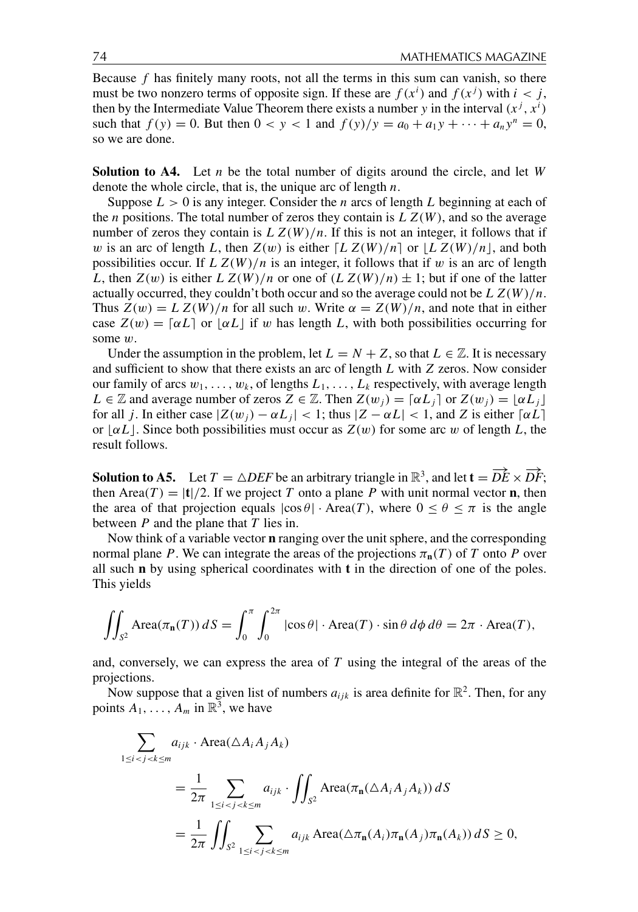Because $f$ has finitely many roots, not all the terms in this sum can vanish, so there must be two nonzero terms of opposite sign. If these are $f(x^i)$ and $f(x^j)$ with $i < j$, then by the Intermediate Value Theorem there exists a number $y$ in the interval $(x^j, x^i)$ such that $f(y) = 0$. But then $0 < y < 1$ and $f(y)/y = a_0 + a_1 y + \cdots + a_n y^n = 0$, so we are done.

**Solution to A4.** Let $n$ be the total number of digits around the circle, and let $W$ denote the whole circle, that is, the unique arc of length $n$.

Suppose $L > 0$ is any integer. Consider the $n$ arcs of length $L$ beginning at each of the $n$ positions. The total number of zeros they contain is $L\,Z(W)$, and so the average number of zeros they contain is $L\,Z(W)/n$. If this is not an integer, it follows that if $w$ is an arc of length $L$, then $Z(w)$ is either $\lceil L\,Z(W)/n \rceil$ or $\lfloor L\,Z(W)/n \rfloor$, and both possibilities occur. If $L\,Z(W)/n$ is an integer, it follows that if $w$ is an arc of length $L$, then $Z(w)$ is either $L\,Z(W)/n$ or one of $(L\,Z(W)/n) \pm 1$; but if one of the latter actually occurred, they couldn't both occur and so the average could not be $L\,Z(W)/n$. Thus $Z(w) = L\,Z(W)/n$ for all such $w$. Write $\alpha = Z(W)/n$, and note that in either case $Z(w) = \lceil \alpha L \rceil$ or $\lfloor \alpha L \rfloor$ if $w$ has length $L$, with both possibilities occurring for some $w$.

Under the assumption in the problem, let $L = N + Z$, so that $L \in \mathbb{Z}$. It is necessary and sufficient to show that there exists an arc of length $L$ with $Z$ zeros. Now consider our family of arcs $w_1, \ldots, w_k$, of lengths $L_1, \ldots, L_k$ respectively, with average length $L \in \mathbb{Z}$ and average number of zeros $Z \in \mathbb{Z}$. Then $Z(w_j) = \lceil \alpha L_j \rceil$ or $Z(w_j) = \lfloor \alpha L_j \rfloor$ for all $j$. In either case $|Z(w_j) - \alpha L_j| < 1$; thus $|Z - \alpha L| < 1$, and $Z$ is either $\lceil \alpha L \rceil$ or $\lfloor \alpha L \rfloor$. Since both possibilities must occur as $Z(w)$ for some arc $w$ of length $L$, the result follows.

**Solution to A5.** Let $T = \triangle DEF$ be an arbitrary triangle in $\mathbb{R}^3$, and let $\mathbf{t} = \overrightarrow{DE} \times \overrightarrow{DF}$; then $\text{Area}(T) = |\mathbf{t}|/2$. If we project $T$ onto a plane $P$ with unit normal vector $\mathbf{n}$, then the area of that projection equals $|\cos\theta| \cdot \text{Area}(T)$, where $0 \le \theta \le \pi$ is the angle between $P$ and the plane that $T$ lies in.

Now think of a variable vector $\mathbf{n}$ ranging over the unit sphere, and the corresponding normal plane $P$. We can integrate the areas of the projections $\pi_{\mathbf{n}}(T)$ of $T$ onto $P$ over all such $\mathbf{n}$ by using spherical coordinates with $\mathbf{t}$ in the direction of one of the poles. This yields

$$\iint_{S^2} \text{Area}(\pi_{\mathbf{n}}(T))\, dS = \int_0^{\pi} \int_0^{2\pi} |\cos\theta| \cdot \text{Area}(T) \cdot \sin\theta \, d\phi \, d\theta = 2\pi \cdot \text{Area}(T),$$

and, conversely, we can express the area of $T$ using the integral of the areas of the projections.

Now suppose that a given list of numbers $a_{ijk}$ is area definite for $\mathbb{R}^2$. Then, for any points $A_1, \ldots, A_m$ in $\mathbb{R}^3$, we have

$$\begin{aligned}
&\sum_{1 \le i < j < k \le m} a_{ijk} \cdot \text{Area}(\triangle A_i A_j A_k) \\
&\quad = \frac{1}{2\pi} \sum_{1 \le i < j < k \le m} a_{ijk} \cdot \iint_{S^2} \text{Area}(\pi_{\mathbf{n}}(\triangle A_i A_j A_k))\, dS \\
&\quad = \frac{1}{2\pi} \iint_{S^2} \sum_{1 \le i < j < k \le m} a_{ijk}\, \text{Area}(\triangle \pi_{\mathbf{n}}(A_i) \pi_{\mathbf{n}}(A_j) \pi_{\mathbf{n}}(A_k))\, dS \ge 0,
\end{aligned}$$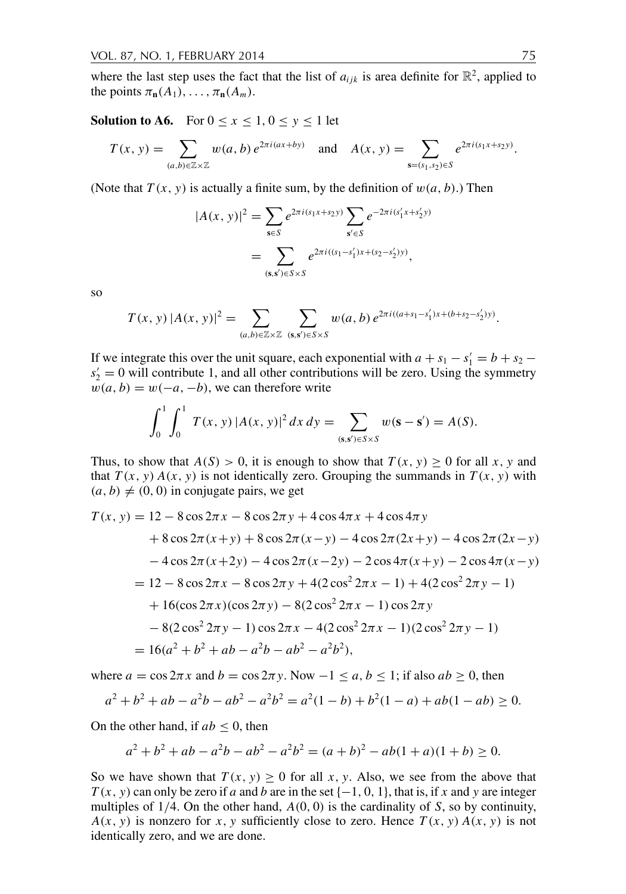where the last step uses the fact that the list of $a_{ijk}$ is area definite for $\mathbb{R}^2$, applied to the points $\pi_{\mathbf{n}}(A_1), \ldots, \pi_{\mathbf{n}}(A_m)$.

**Solution to A6.** For $0 \le x \le 1$, $0 \le y \le 1$ let

$$T(x, y) = \sum_{(a,b)\in\mathbb{Z}\times\mathbb{Z}} w(a, b)\, e^{2\pi i(ax+by)} \quad \text{and} \quad A(x, y) = \sum_{\mathbf{s}=(s_1,s_2)\in S} e^{2\pi i(s_1x+s_2y)}.$$

(Note that $T(x, y)$ is actually a finite sum, by the definition of $w(a, b)$.) Then

$$\begin{aligned}
|A(x, y)|^2 &= \sum_{\mathbf{s}\in S} e^{2\pi i(s_1x+s_2y)} \sum_{\mathbf{s}'\in S} e^{-2\pi i(s_1'x+s_2'y)} \\
&= \sum_{(\mathbf{s},\mathbf{s}')\in S\times S} e^{2\pi i((s_1-s_1')x+(s_2-s_2')y)},
\end{aligned}$$

so

$$T(x, y)\,|A(x, y)|^2 = \sum_{(a,b)\in\mathbb{Z}\times\mathbb{Z}} \sum_{(\mathbf{s},\mathbf{s}')\in S\times S} w(a, b)\, e^{2\pi i((a+s_1-s_1')x+(b+s_2-s_2')y)}.$$

If we integrate this over the unit square, each exponential with $a + s_1 - s_1' = b + s_2 - s_2' = 0$ will contribute 1, and all other contributions will be zero. Using the symmetry $w(a, b) = w(-a, -b)$, we can therefore write

$$\int_0^1 \int_0^1 T(x, y)\,|A(x, y)|^2\, dx\, dy = \sum_{(\mathbf{s},\mathbf{s}')\in S\times S} w(\mathbf{s} - \mathbf{s}') = A(S).$$

Thus, to show that $A(S) > 0$, it is enough to show that $T(x, y) \ge 0$ for all $x, y$ and that $T(x, y)\, A(x, y)$ is not identically zero. Grouping the summands in $T(x, y)$ with $(a, b) \ne (0, 0)$ in conjugate pairs, we get

$$\begin{aligned}
T(x, y) &= 12 - 8\cos 2\pi x - 8\cos 2\pi y + 4\cos 4\pi x + 4\cos 4\pi y \\
&\quad + 8\cos 2\pi(x+y) + 8\cos 2\pi(x-y) - 4\cos 2\pi(2x+y) - 4\cos 2\pi(2x-y) \\
&\quad - 4\cos 2\pi(x+2y) - 4\cos 2\pi(x-2y) - 2\cos 4\pi(x+y) - 2\cos 4\pi(x-y) \\
&= 12 - 8\cos 2\pi x - 8\cos 2\pi y + 4(2\cos^2 2\pi x - 1) + 4(2\cos^2 2\pi y - 1) \\
&\quad + 16(\cos 2\pi x)(\cos 2\pi y) - 8(2\cos^2 2\pi x - 1)\cos 2\pi y \\
&\quad - 8(2\cos^2 2\pi y - 1)\cos 2\pi x - 4(2\cos^2 2\pi x - 1)(2\cos^2 2\pi y - 1) \\
&= 16(a^2 + b^2 + ab - a^2b - ab^2 - a^2b^2),
\end{aligned}$$

where $a = \cos 2\pi x$ and $b = \cos 2\pi y$. Now $-1 \le a, b \le 1$; if also $ab \ge 0$, then

$$a^2 + b^2 + ab - a^2b - ab^2 - a^2b^2 = a^2(1 - b) + b^2(1 - a) + ab(1 - ab) \ge 0.$$

On the other hand, if $ab \le 0$, then

$$a^2 + b^2 + ab - a^2b - ab^2 - a^2b^2 = (a + b)^2 - ab(1 + a)(1 + b) \ge 0.$$

So we have shown that $T(x, y) \ge 0$ for all $x, y$. Also, we see from the above that $T(x, y)$ can only be zero if $a$ and $b$ are in the set $\{-1, 0, 1\}$, that is, if $x$ and $y$ are integer multiples of $1/4$. On the other hand, $A(0, 0)$ is the cardinality of $S$, so by continuity, $A(x, y)$ is nonzero for $x, y$ sufficiently close to zero. Hence $T(x, y)\, A(x, y)$ is not identically zero, and we are done.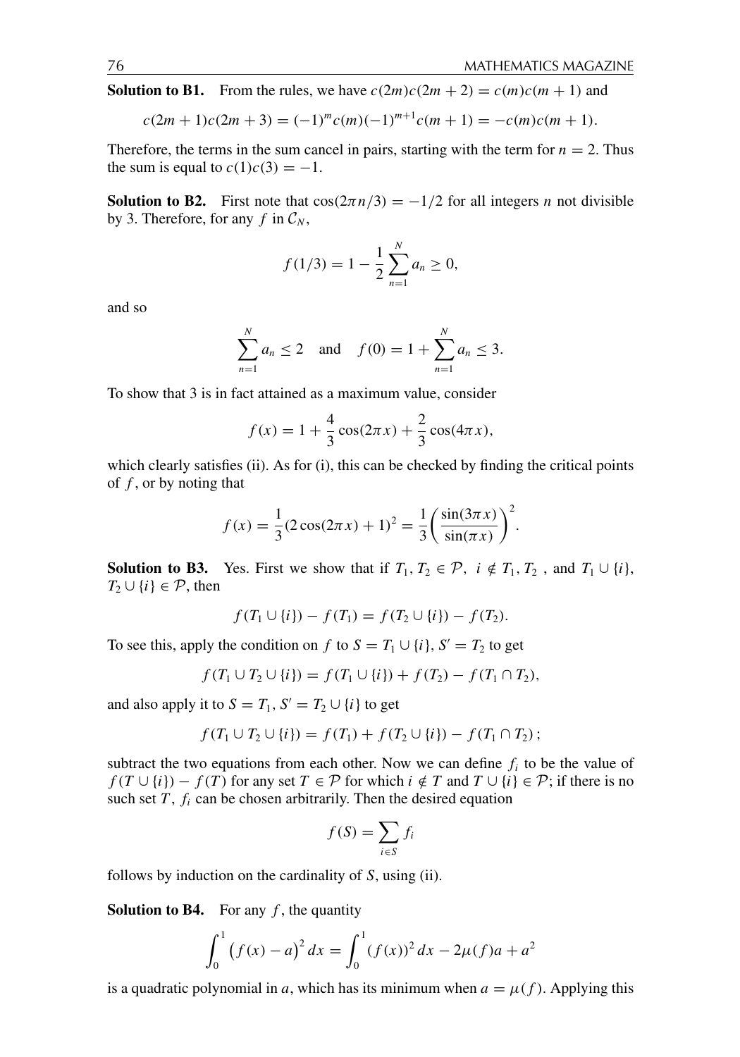**Solution to B1.** From the rules, we have $c(2m)c(2m+2) = c(m)c(m+1)$ and

$$c(2m+1)c(2m+3) = (-1)^m c(m)(-1)^{m+1} c(m+1) = -c(m)c(m+1).$$

Therefore, the terms in the sum cancel in pairs, starting with the term for $n = 2$. Thus the sum is equal to $c(1)c(3) = -1$.

**Solution to B2.** First note that $\cos(2\pi n/3) = -1/2$ for all integers $n$ not divisible by 3. Therefore, for any $f$ in $\mathcal{C}_N$,

$$f(1/3) = 1 - \frac{1}{2}\sum_{n=1}^{N} a_n \geq 0,$$

and so

$$\sum_{n=1}^{N} a_n \leq 2 \quad \text{and} \quad f(0) = 1 + \sum_{n=1}^{N} a_n \leq 3.$$

To show that 3 is in fact attained as a maximum value, consider

$$f(x) = 1 + \frac{4}{3}\cos(2\pi x) + \frac{2}{3}\cos(4\pi x),$$

which clearly satisfies (ii). As for (i), this can be checked by finding the critical points of $f$, or by noting that

$$f(x) = \frac{1}{3}(2\cos(2\pi x) + 1)^2 = \frac{1}{3}\left(\frac{\sin(3\pi x)}{\sin(\pi x)}\right)^2.$$

**Solution to B3.** Yes. First we show that if $T_1, T_2 \in \mathcal{P}$, $i \notin T_1, T_2$, and $T_1 \cup \{i\}$, $T_2 \cup \{i\} \in \mathcal{P}$, then

$$f(T_1 \cup \{i\}) - f(T_1) = f(T_2 \cup \{i\}) - f(T_2).$$

To see this, apply the condition on $f$ to $S = T_1 \cup \{i\}$, $S' = T_2$ to get

$$f(T_1 \cup T_2 \cup \{i\}) = f(T_1 \cup \{i\}) + f(T_2) - f(T_1 \cap T_2),$$

and also apply it to $S = T_1$, $S' = T_2 \cup \{i\}$ to get

$$f(T_1 \cup T_2 \cup \{i\}) = f(T_1) + f(T_2 \cup \{i\}) - f(T_1 \cap T_2)\,;$$

subtract the two equations from each other. Now we can define $f_i$ to be the value of $f(T \cup \{i\}) - f(T)$ for any set $T \in \mathcal{P}$ for which $i \notin T$ and $T \cup \{i\} \in \mathcal{P}$; if there is no such set $T$, $f_i$ can be chosen arbitrarily. Then the desired equation

$$f(S) = \sum_{i \in S} f_i$$

follows by induction on the cardinality of $S$, using (ii).

**Solution to B4.** For any $f$, the quantity

$$\int_0^1 \big(f(x) - a\big)^2\,dx = \int_0^1 (f(x))^2\,dx - 2\mu(f)a + a^2$$

is a quadratic polynomial in $a$, which has its minimum when $a = \mu(f)$. Applying this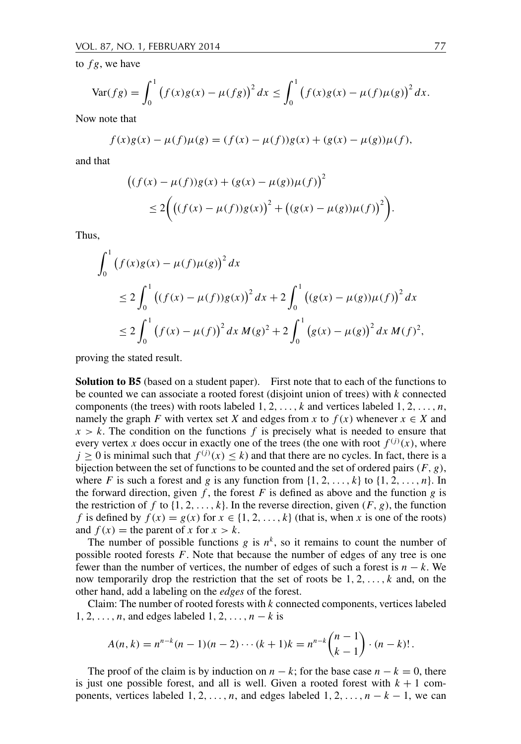to $fg$, we have

$$\operatorname{Var}(fg) = \int_0^1 \big(f(x)g(x) - \mu(fg)\big)^2\,dx \le \int_0^1 \big(f(x)g(x) - \mu(f)\mu(g)\big)^2\,dx.$$

Now note that

$$f(x)g(x) - \mu(f)\mu(g) = (f(x) - \mu(f))g(x) + (g(x) - \mu(g))\mu(f),$$

and that

$$\begin{aligned}
&\big((f(x) - \mu(f))g(x) + (g(x) - \mu(g))\mu(f)\big)^2 \\
&\qquad \le 2\Big(\big((f(x) - \mu(f))g(x)\big)^2 + \big((g(x) - \mu(g))\mu(f)\big)^2\Big).
\end{aligned}$$

Thus,

$$\begin{aligned}
&\int_0^1 \big(f(x)g(x) - \mu(f)\mu(g)\big)^2\,dx \\
&\qquad \le 2\int_0^1 \big((f(x) - \mu(f))g(x)\big)^2\,dx + 2\int_0^1 \big((g(x) - \mu(g))\mu(f)\big)^2\,dx \\
&\qquad \le 2\int_0^1 \big(f(x) - \mu(f)\big)^2\,dx\, M(g)^2 + 2\int_0^1 \big(g(x) - \mu(g)\big)^2\,dx\, M(f)^2,
\end{aligned}$$

proving the stated result.

**Solution to B5** (based on a student paper). First note that to each of the functions to be counted we can associate a rooted forest (disjoint union of trees) with $k$ connected components (the trees) with roots labeled $1, 2, \ldots, k$ and vertices labeled $1, 2, \ldots, n$, namely the graph $F$ with vertex set $X$ and edges from $x$ to $f(x)$ whenever $x \in X$ and $x > k$. The condition on the functions $f$ is precisely what is needed to ensure that every vertex $x$ does occur in exactly one of the trees (the one with root $f^{(j)}(x)$, where $j \ge 0$ is minimal such that $f^{(j)}(x) \le k$) and that there are no cycles. In fact, there is a bijection between the set of functions to be counted and the set of ordered pairs $(F, g)$, where $F$ is such a forest and $g$ is any function from $\{1, 2, \ldots, k\}$ to $\{1, 2, \ldots, n\}$. In the forward direction, given $f$, the forest $F$ is defined as above and the function $g$ is the restriction of $f$ to $\{1, 2, \ldots, k\}$. In the reverse direction, given $(F, g)$, the function $f$ is defined by $f(x) = g(x)$ for $x \in \{1, 2, \ldots, k\}$ (that is, when $x$ is one of the roots) and $f(x) =$ the parent of $x$ for $x > k$.

The number of possible functions $g$ is $n^k$, so it remains to count the number of possible rooted forests $F$. Note that because the number of edges of any tree is one fewer than the number of vertices, the number of edges of such a forest is $n - k$. We now temporarily drop the restriction that the set of roots be $1, 2, \ldots, k$ and, on the other hand, add a labeling on the *edges* of the forest.

Claim: The number of rooted forests with $k$ connected components, vertices labeled $1, 2, \ldots, n$, and edges labeled $1, 2, \ldots, n - k$ is

$$A(n, k) = n^{n-k}(n-1)(n-2)\cdots(k+1)k = n^{n-k}\binom{n-1}{k-1}\cdot(n-k)!\,.$$

The proof of the claim is by induction on $n - k$; for the base case $n - k = 0$, there is just one possible forest, and all is well. Given a rooted forest with $k + 1$ components, vertices labeled $1, 2, \ldots, n$, and edges labeled $1, 2, \ldots, n - k - 1$, we can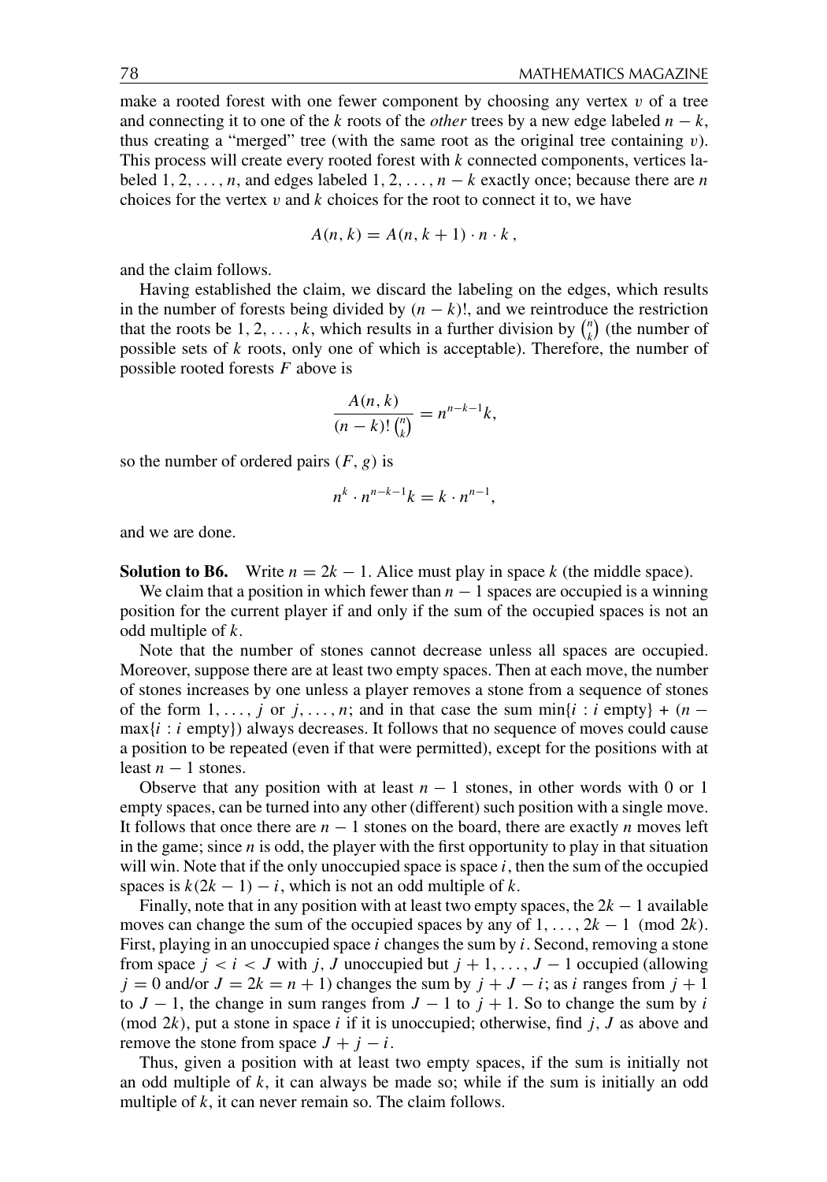make a rooted forest with one fewer component by choosing any vertex $v$ of a tree and connecting it to one of the $k$ roots of the *other* trees by a new edge labeled $n-k$, thus creating a "merged" tree (with the same root as the original tree containing $v$). This process will create every rooted forest with $k$ connected components, vertices labeled $1, 2, \ldots, n$, and edges labeled $1, 2, \ldots, n-k$ exactly once; because there are $n$ choices for the vertex $v$ and $k$ choices for the root to connect it to, we have

$$A(n,k) = A(n,k+1) \cdot n \cdot k\,,$$

and the claim follows.

Having established the claim, we discard the labeling on the edges, which results in the number of forests being divided by $(n-k)!$, and we reintroduce the restriction that the roots be $1, 2, \ldots, k$, which results in a further division by $\binom{n}{k}$ (the number of possible sets of $k$ roots, only one of which is acceptable). Therefore, the number of possible rooted forests $F$ above is

$$\frac{A(n,k)}{(n-k)!\binom{n}{k}} = n^{n-k-1}k,$$

so the number of ordered pairs $(F, g)$ is

$$n^k \cdot n^{n-k-1}k = k \cdot n^{n-1},$$

and we are done.

**Solution to B6.** Write $n = 2k-1$. Alice must play in space $k$ (the middle space).

We claim that a position in which fewer than $n-1$ spaces are occupied is a winning position for the current player if and only if the sum of the occupied spaces is not an odd multiple of $k$.

Note that the number of stones cannot decrease unless all spaces are occupied. Moreover, suppose there are at least two empty spaces. Then at each move, the number of stones increases by one unless a player removes a stone from a sequence of stones of the form $1, \ldots, j$ or $j, \ldots, n$; and in that case the sum $\min\{i : i \text{ empty}\} + (n - \max\{i : i \text{ empty}\})$ always decreases. It follows that no sequence of moves could cause a position to be repeated (even if that were permitted), except for the positions with at least $n-1$ stones.

Observe that any position with at least $n-1$ stones, in other words with 0 or 1 empty spaces, can be turned into any other (different) such position with a single move. It follows that once there are $n-1$ stones on the board, there are exactly $n$ moves left in the game; since $n$ is odd, the player with the first opportunity to play in that situation will win. Note that if the only unoccupied space is space $i$, then the sum of the occupied spaces is $k(2k-1) - i$, which is not an odd multiple of $k$.

Finally, note that in any position with at least two empty spaces, the $2k-1$ available moves can change the sum of the occupied spaces by any of $1, \ldots, 2k-1 \pmod{2k}$. First, playing in an unoccupied space $i$ changes the sum by $i$. Second, removing a stone from space $j < i < J$ with $j, J$ unoccupied but $j+1, \ldots, J-1$ occupied (allowing $j = 0$ and/or $J = 2k = n+1$) changes the sum by $j + J - i$; as $i$ ranges from $j+1$ to $J-1$, the change in sum ranges from $J-1$ to $j+1$. So to change the sum by $i \pmod{2k}$, put a stone in space $i$ if it is unoccupied; otherwise, find $j, J$ as above and remove the stone from space $J + j - i$.

Thus, given a position with at least two empty spaces, if the sum is initially not an odd multiple of $k$, it can always be made so; while if the sum is initially an odd multiple of $k$, it can never remain so. The claim follows.